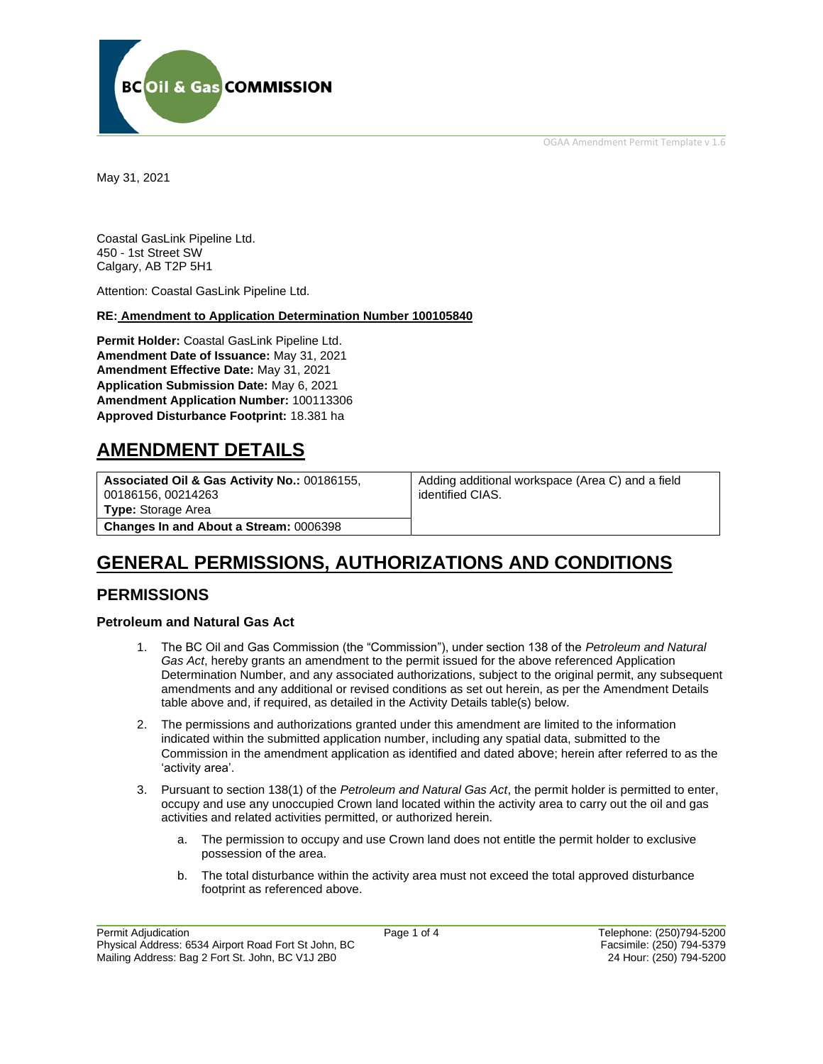May 31, 2021

Coastal GasLink Pipeline Ltd.
450 - 1st Street SW
Calgary, AB T2P 5H1

Attention: Coastal GasLink Pipeline Ltd.

**RE: Amendment to Application Determination Number 100105840**

**Permit Holder:** Coastal GasLink Pipeline Ltd.
**Amendment Date of Issuance:** May 31, 2021
**Amendment Effective Date:** May 31, 2021
**Application Submission Date:** May 6, 2021
**Amendment Application Number:** 100113306
**Approved Disturbance Footprint:** 18.381 ha

# AMENDMENT DETAILS

| **Associated Oil & Gas Activity No.:** 00186155, 00186156, 00214263 **Type:** Storage Area | Adding additional workspace (Area C) and a field identified CIAS. |
|---|---|
| **Changes In and About a Stream:** 0006398 | |

# GENERAL PERMISSIONS, AUTHORIZATIONS AND CONDITIONS

## PERMISSIONS

### Petroleum and Natural Gas Act

1. The BC Oil and Gas Commission (the "Commission"), under section 138 of the *Petroleum and Natural Gas Act*, hereby grants an amendment to the permit issued for the above referenced Application Determination Number, and any associated authorizations, subject to the original permit, any subsequent amendments and any additional or revised conditions as set out herein, as per the Amendment Details table above and, if required, as detailed in the Activity Details table(s) below.

2. The permissions and authorizations granted under this amendment are limited to the information indicated within the submitted application number, including any spatial data, submitted to the Commission in the amendment application as identified and dated above; herein after referred to as the 'activity area'.

3. Pursuant to section 138(1) of the *Petroleum and Natural Gas Act*, the permit holder is permitted to enter, occupy and use any unoccupied Crown land located within the activity area to carry out the oil and gas activities and related activities permitted, or authorized herein.

    a. The permission to occupy and use Crown land does not entitle the permit holder to exclusive possession of the area.

    b. The total disturbance within the activity area must not exceed the total approved disturbance footprint as referenced above.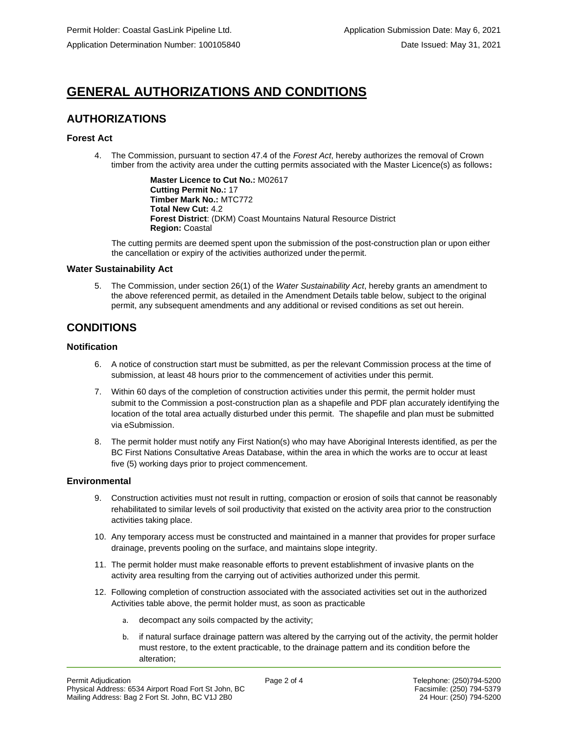Permit Holder: Coastal GasLink Pipeline Ltd.
Application Submission Date: May 6, 2021
Application Determination Number: 100105840
Date Issued: May 31, 2021

# GENERAL AUTHORIZATIONS AND CONDITIONS

## AUTHORIZATIONS

### Forest Act

4. The Commission, pursuant to section 47.4 of the *Forest Act*, hereby authorizes the removal of Crown timber from the activity area under the cutting permits associated with the Master Licence(s) as follows**:**

   **Master Licence to Cut No.:** M02617
   **Cutting Permit No.:** 17
   **Timber Mark No.:** MTC772
   **Total New Cut:** 4.2
   **Forest District**: (DKM) Coast Mountains Natural Resource District
   **Region:** Coastal

   The cutting permits are deemed spent upon the submission of the post-construction plan or upon either the cancellation or expiry of the activities authorized under the permit.

### Water Sustainability Act

5. The Commission, under section 26(1) of the *Water Sustainability Act*, hereby grants an amendment to the above referenced permit, as detailed in the Amendment Details table below, subject to the original permit, any subsequent amendments and any additional or revised conditions as set out herein.

## CONDITIONS

### Notification

6. A notice of construction start must be submitted, as per the relevant Commission process at the time of submission, at least 48 hours prior to the commencement of activities under this permit.

7. Within 60 days of the completion of construction activities under this permit, the permit holder must submit to the Commission a post-construction plan as a shapefile and PDF plan accurately identifying the location of the total area actually disturbed under this permit. The shapefile and plan must be submitted via eSubmission.

8. The permit holder must notify any First Nation(s) who may have Aboriginal Interests identified, as per the BC First Nations Consultative Areas Database, within the area in which the works are to occur at least five (5) working days prior to project commencement.

### Environmental

9. Construction activities must not result in rutting, compaction or erosion of soils that cannot be reasonably rehabilitated to similar levels of soil productivity that existed on the activity area prior to the construction activities taking place.

10. Any temporary access must be constructed and maintained in a manner that provides for proper surface drainage, prevents pooling on the surface, and maintains slope integrity.

11. The permit holder must make reasonable efforts to prevent establishment of invasive plants on the activity area resulting from the carrying out of activities authorized under this permit.

12. Following completion of construction associated with the associated activities set out in the authorized Activities table above, the permit holder must, as soon as practicable

    a. decompact any soils compacted by the activity;

    b. if natural surface drainage pattern was altered by the carrying out of the activity, the permit holder must restore, to the extent practicable, to the drainage pattern and its condition before the alteration;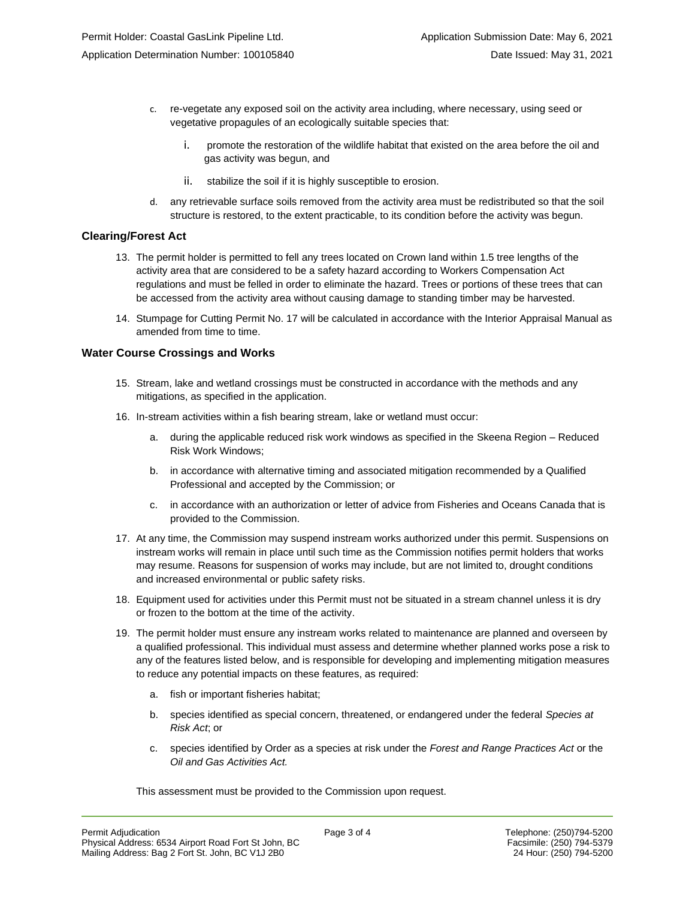c. re-vegetate any exposed soil on the activity area including, where necessary, using seed or vegetative propagules of an ecologically suitable species that:

   i. promote the restoration of the wildlife habitat that existed on the area before the oil and gas activity was begun, and

   ii. stabilize the soil if it is highly susceptible to erosion.

d. any retrievable surface soils removed from the activity area must be redistributed so that the soil structure is restored, to the extent practicable, to its condition before the activity was begun.

### Clearing/Forest Act

13. The permit holder is permitted to fell any trees located on Crown land within 1.5 tree lengths of the activity area that are considered to be a safety hazard according to Workers Compensation Act regulations and must be felled in order to eliminate the hazard. Trees or portions of these trees that can be accessed from the activity area without causing damage to standing timber may be harvested.

14. Stumpage for Cutting Permit No. 17 will be calculated in accordance with the Interior Appraisal Manual as amended from time to time.

### Water Course Crossings and Works

15. Stream, lake and wetland crossings must be constructed in accordance with the methods and any mitigations, as specified in the application.

16. In-stream activities within a fish bearing stream, lake or wetland must occur:

    a. during the applicable reduced risk work windows as specified in the Skeena Region – Reduced Risk Work Windows;

    b. in accordance with alternative timing and associated mitigation recommended by a Qualified Professional and accepted by the Commission; or

    c. in accordance with an authorization or letter of advice from Fisheries and Oceans Canada that is provided to the Commission.

17. At any time, the Commission may suspend instream works authorized under this permit. Suspensions on instream works will remain in place until such time as the Commission notifies permit holders that works may resume. Reasons for suspension of works may include, but are not limited to, drought conditions and increased environmental or public safety risks.

18. Equipment used for activities under this Permit must not be situated in a stream channel unless it is dry or frozen to the bottom at the time of the activity.

19. The permit holder must ensure any instream works related to maintenance are planned and overseen by a qualified professional. This individual must assess and determine whether planned works pose a risk to any of the features listed below, and is responsible for developing and implementing mitigation measures to reduce any potential impacts on these features, as required:

    a. fish or important fisheries habitat;

    b. species identified as special concern, threatened, or endangered under the federal *Species at Risk Act*; or

    c. species identified by Order as a species at risk under the *Forest and Range Practices Act* or the *Oil and Gas Activities Act.*

    This assessment must be provided to the Commission upon request.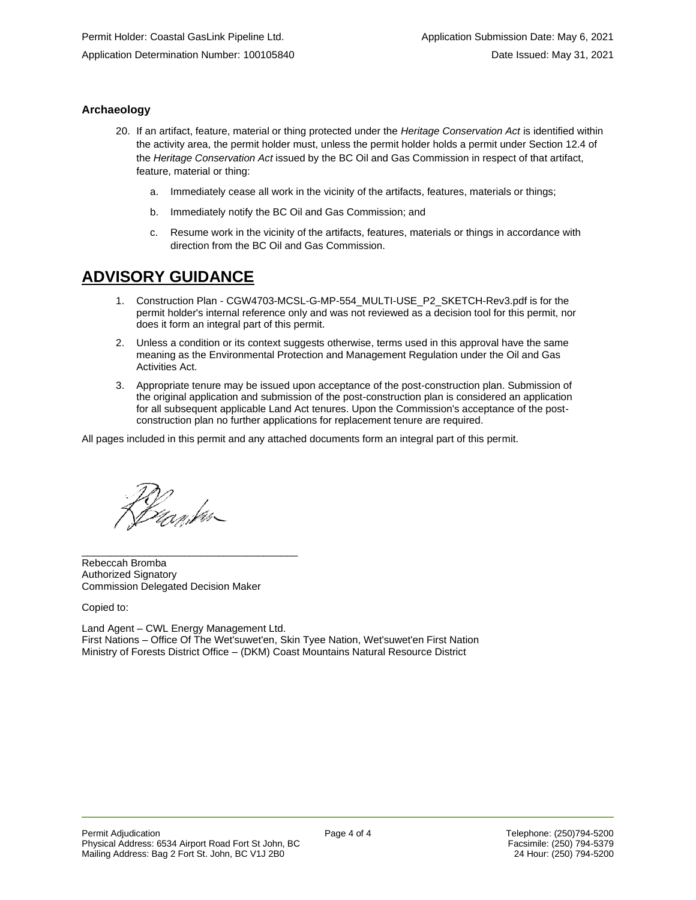### Archaeology

20. If an artifact, feature, material or thing protected under the *Heritage Conservation Act* is identified within the activity area, the permit holder must, unless the permit holder holds a permit under Section 12.4 of the *Heritage Conservation Act* issued by the BC Oil and Gas Commission in respect of that artifact, feature, material or thing:
    a. Immediately cease all work in the vicinity of the artifacts, features, materials or things;
    b. Immediately notify the BC Oil and Gas Commission; and
    c. Resume work in the vicinity of the artifacts, features, materials or things in accordance with direction from the BC Oil and Gas Commission.

## ADVISORY GUIDANCE

1. Construction Plan - CGW4703-MCSL-G-MP-554_MULTI-USE_P2_SKETCH-Rev3.pdf is for the permit holder's internal reference only and was not reviewed as a decision tool for this permit, nor does it form an integral part of this permit.
2. Unless a condition or its context suggests otherwise, terms used in this approval have the same meaning as the Environmental Protection and Management Regulation under the Oil and Gas Activities Act.
3. Appropriate tenure may be issued upon acceptance of the post-construction plan. Submission of the original application and submission of the post-construction plan is considered an application for all subsequent applicable Land Act tenures. Upon the Commission's acceptance of the post-construction plan no further applications for replacement tenure are required.

All pages included in this permit and any attached documents form an integral part of this permit.

_____________________________________

Rebeccah Bromba
Authorized Signatory
Commission Delegated Decision Maker

Copied to:

Land Agent – CWL Energy Management Ltd.
First Nations – Office Of The Wet'suwet'en, Skin Tyee Nation, Wet'suwet'en First Nation
Ministry of Forests District Office – (DKM) Coast Mountains Natural Resource District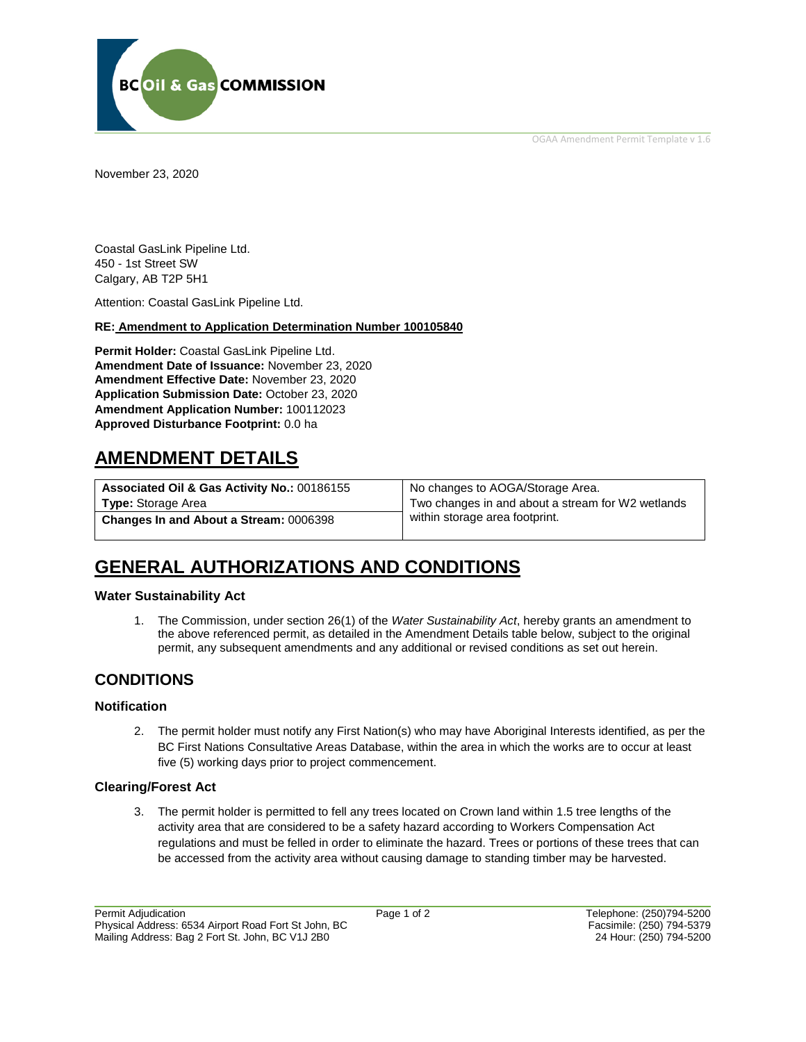November 23, 2020

Coastal GasLink Pipeline Ltd.
450 - 1st Street SW
Calgary, AB T2P 5H1

Attention: Coastal GasLink Pipeline Ltd.

**RE: Amendment to Application Determination Number 100105840**

**Permit Holder:** Coastal GasLink Pipeline Ltd.
**Amendment Date of Issuance:** November 23, 2020
**Amendment Effective Date:** November 23, 2020
**Application Submission Date:** October 23, 2020
**Amendment Application Number:** 100112023
**Approved Disturbance Footprint:** 0.0 ha

# AMENDMENT DETAILS

| **Associated Oil & Gas Activity No.:** 00186155<br>**Type:** Storage Area | No changes to AOGA/Storage Area.<br>Two changes in and about a stream for W2 wetlands within storage area footprint. |
|---|---|
| **Changes In and About a Stream:** 0006398 | |

# GENERAL AUTHORIZATIONS AND CONDITIONS

### Water Sustainability Act

1. The Commission, under section 26(1) of the *Water Sustainability Act*, hereby grants an amendment to the above referenced permit, as detailed in the Amendment Details table below, subject to the original permit, any subsequent amendments and any additional or revised conditions as set out herein.

## CONDITIONS

### Notification

2. The permit holder must notify any First Nation(s) who may have Aboriginal Interests identified, as per the BC First Nations Consultative Areas Database, within the area in which the works are to occur at least five (5) working days prior to project commencement.

### Clearing/Forest Act

3. The permit holder is permitted to fell any trees located on Crown land within 1.5 tree lengths of the activity area that are considered to be a safety hazard according to Workers Compensation Act regulations and must be felled in order to eliminate the hazard. Trees or portions of these trees that can be accessed from the activity area without causing damage to standing timber may be harvested.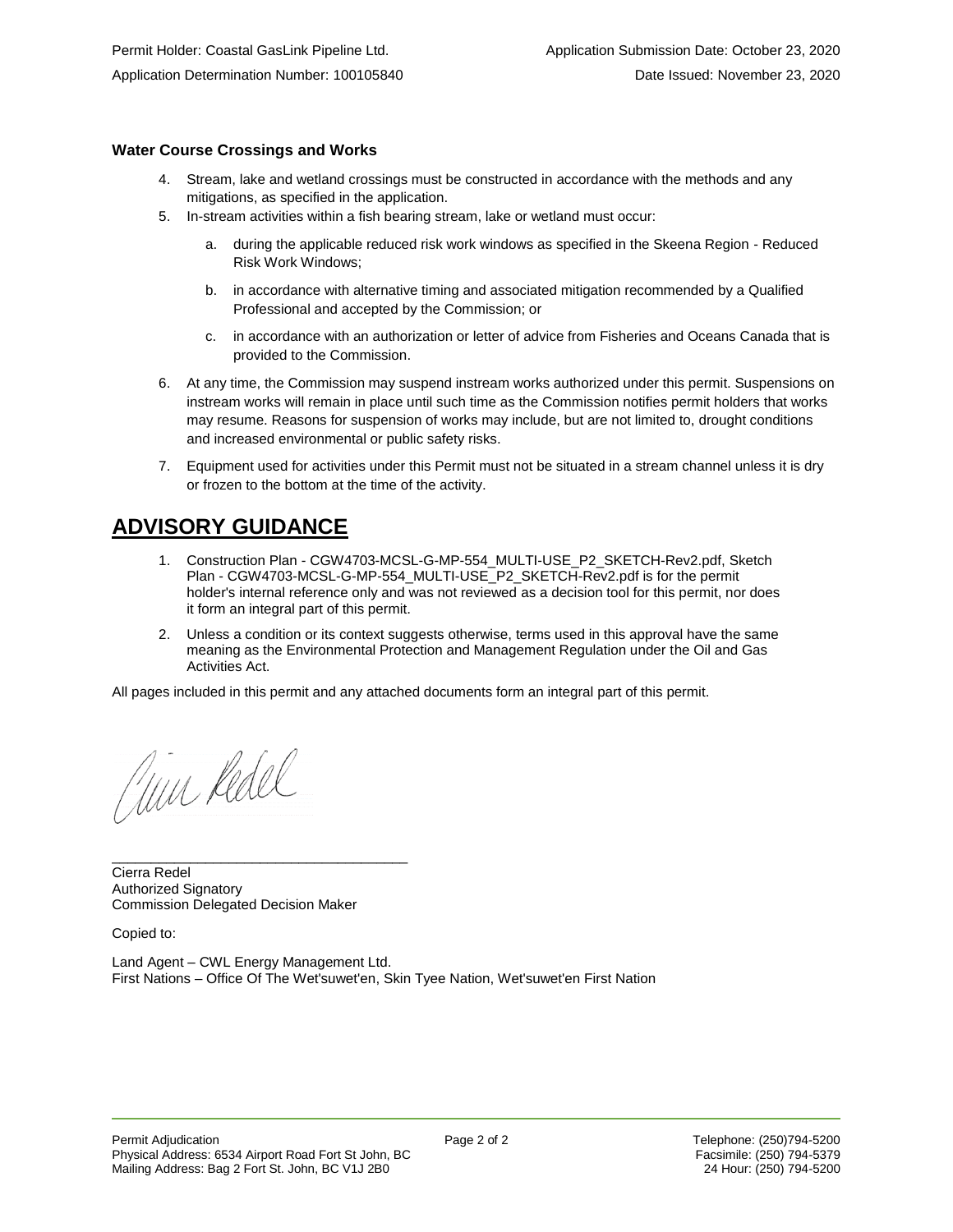Permit Holder: Coastal GasLink Pipeline Ltd.
Application Determination Number: 100105840

Application Submission Date: October 23, 2020
Date Issued: November 23, 2020

### Water Course Crossings and Works

4. Stream, lake and wetland crossings must be constructed in accordance with the methods and any mitigations, as specified in the application.
5. In-stream activities within a fish bearing stream, lake or wetland must occur:
   a. during the applicable reduced risk work windows as specified in the Skeena Region - Reduced Risk Work Windows;
   b. in accordance with alternative timing and associated mitigation recommended by a Qualified Professional and accepted by the Commission; or
   c. in accordance with an authorization or letter of advice from Fisheries and Oceans Canada that is provided to the Commission.
6. At any time, the Commission may suspend instream works authorized under this permit. Suspensions on instream works will remain in place until such time as the Commission notifies permit holders that works may resume. Reasons for suspension of works may include, but are not limited to, drought conditions and increased environmental or public safety risks.
7. Equipment used for activities under this Permit must not be situated in a stream channel unless it is dry or frozen to the bottom at the time of the activity.

## ADVISORY GUIDANCE

1. Construction Plan - CGW4703-MCSL-G-MP-554_MULTI-USE_P2_SKETCH-Rev2.pdf, Sketch Plan - CGW4703-MCSL-G-MP-554_MULTI-USE_P2_SKETCH-Rev2.pdf is for the permit holder's internal reference only and was not reviewed as a decision tool for this permit, nor does it form an integral part of this permit.
2. Unless a condition or its context suggests otherwise, terms used in this approval have the same meaning as the Environmental Protection and Management Regulation under the Oil and Gas Activities Act.

All pages included in this permit and any attached documents form an integral part of this permit.

Cierra Redel
Authorized Signatory
Commission Delegated Decision Maker

Copied to:

Land Agent – CWL Energy Management Ltd.
First Nations – Office Of The Wet'suwet'en, Skin Tyee Nation, Wet'suwet'en First Nation

Permit Adjudication
Physical Address: 6534 Airport Road Fort St John, BC
Mailing Address: Bag 2 Fort St. John, BC V1J 2B0

Telephone: (250)794-5200
Facsimile: (250) 794-5379
24 Hour: (250) 794-5200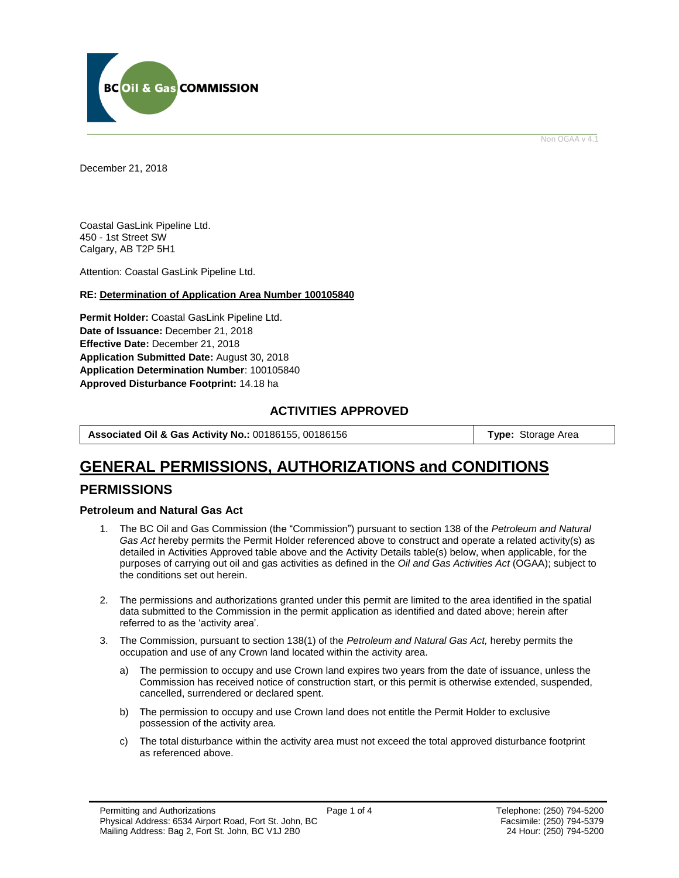Non OGAA v 4.1

December 21, 2018

Coastal GasLink Pipeline Ltd.
450 - 1st Street SW
Calgary, AB T2P 5H1

Attention: Coastal GasLink Pipeline Ltd.

**RE: Determination of Application Area Number 100105840**

**Permit Holder:** Coastal GasLink Pipeline Ltd.
**Date of Issuance:** December 21, 2018
**Effective Date:** December 21, 2018
**Application Submitted Date:** August 30, 2018
**Application Determination Number**: 100105840
**Approved Disturbance Footprint:** 14.18 ha

## ACTIVITIES APPROVED

| **Associated Oil & Gas Activity No.:** 00186155, 00186156 | **Type:** Storage Area |
|---|---|

# GENERAL PERMISSIONS, AUTHORIZATIONS and CONDITIONS

## PERMISSIONS

### Petroleum and Natural Gas Act

1. The BC Oil and Gas Commission (the "Commission") pursuant to section 138 of the *Petroleum and Natural Gas Act* hereby permits the Permit Holder referenced above to construct and operate a related activity(s) as detailed in Activities Approved table above and the Activity Details table(s) below, when applicable, for the purposes of carrying out oil and gas activities as defined in the *Oil and Gas Activities Act* (OGAA); subject to the conditions set out herein.

2. The permissions and authorizations granted under this permit are limited to the area identified in the spatial data submitted to the Commission in the permit application as identified and dated above; herein after referred to as the 'activity area'.

3. The Commission, pursuant to section 138(1) of the *Petroleum and Natural Gas Act,* hereby permits the occupation and use of any Crown land located within the activity area.

   a) The permission to occupy and use Crown land expires two years from the date of issuance, unless the Commission has received notice of construction start, or this permit is otherwise extended, suspended, cancelled, surrendered or declared spent.

   b) The permission to occupy and use Crown land does not entitle the Permit Holder to exclusive possession of the activity area.

   c) The total disturbance within the activity area must not exceed the total approved disturbance footprint as referenced above.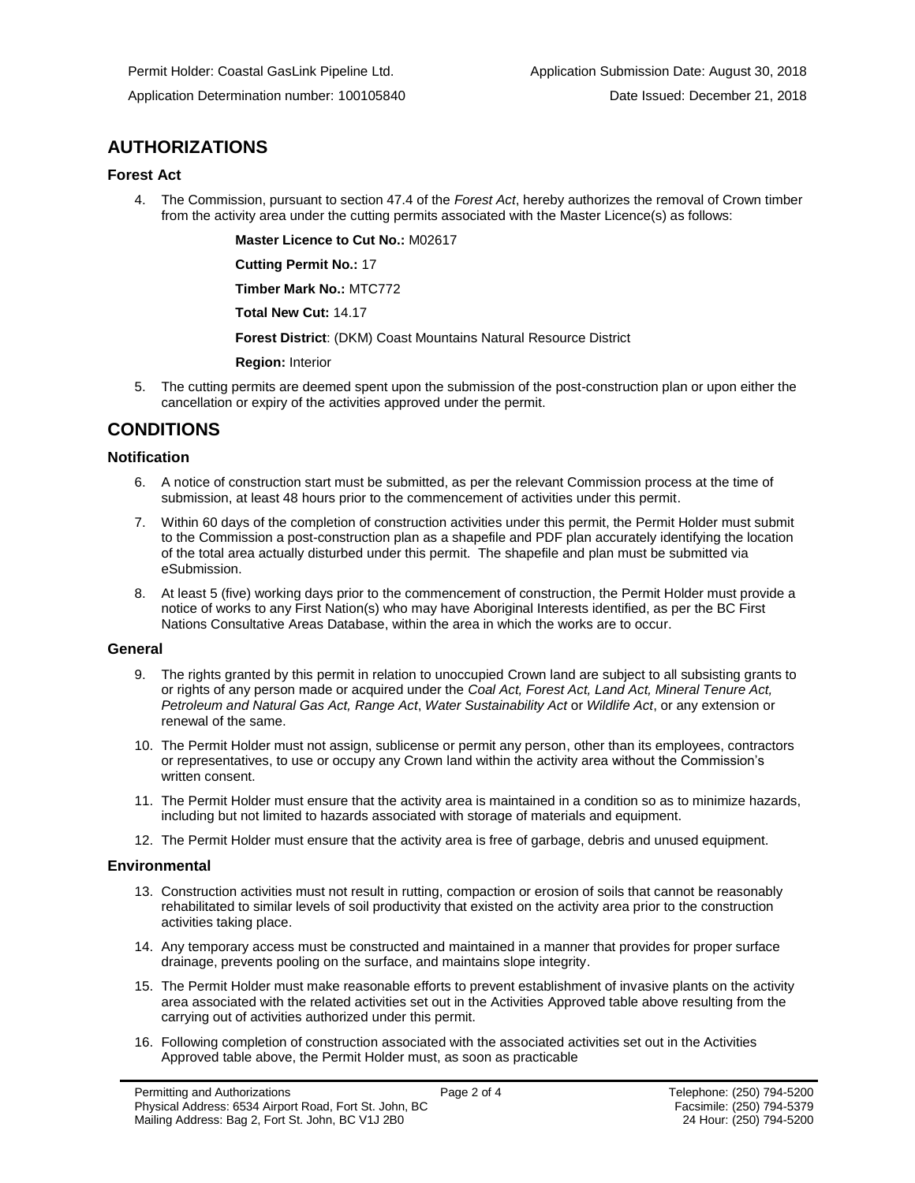Permit Holder: Coastal GasLink Pipeline Ltd.  Application Submission Date: August 30, 2018

Application Determination number: 100105840  Date Issued: December 21, 2018

## AUTHORIZATIONS

### Forest Act

4. The Commission, pursuant to section 47.4 of the *Forest Act*, hereby authorizes the removal of Crown timber from the activity area under the cutting permits associated with the Master Licence(s) as follows:

   **Master Licence to Cut No.:** M02617

   **Cutting Permit No.:** 17

   **Timber Mark No.:** MTC772

   **Total New Cut:** 14.17

   **Forest District**: (DKM) Coast Mountains Natural Resource District

   **Region:** Interior

5. The cutting permits are deemed spent upon the submission of the post-construction plan or upon either the cancellation or expiry of the activities approved under the permit.

## CONDITIONS

### Notification

6. A notice of construction start must be submitted, as per the relevant Commission process at the time of submission, at least 48 hours prior to the commencement of activities under this permit.

7. Within 60 days of the completion of construction activities under this permit, the Permit Holder must submit to the Commission a post-construction plan as a shapefile and PDF plan accurately identifying the location of the total area actually disturbed under this permit. The shapefile and plan must be submitted via eSubmission.

8. At least 5 (five) working days prior to the commencement of construction, the Permit Holder must provide a notice of works to any First Nation(s) who may have Aboriginal Interests identified, as per the BC First Nations Consultative Areas Database, within the area in which the works are to occur.

### General

9. The rights granted by this permit in relation to unoccupied Crown land are subject to all subsisting grants to or rights of any person made or acquired under the *Coal Act, Forest Act, Land Act, Mineral Tenure Act, Petroleum and Natural Gas Act, Range Act*, *Water Sustainability Act* or *Wildlife Act*, or any extension or renewal of the same.

10. The Permit Holder must not assign, sublicense or permit any person, other than its employees, contractors or representatives, to use or occupy any Crown land within the activity area without the Commission's written consent.

11. The Permit Holder must ensure that the activity area is maintained in a condition so as to minimize hazards, including but not limited to hazards associated with storage of materials and equipment.

12. The Permit Holder must ensure that the activity area is free of garbage, debris and unused equipment.

### Environmental

13. Construction activities must not result in rutting, compaction or erosion of soils that cannot be reasonably rehabilitated to similar levels of soil productivity that existed on the activity area prior to the construction activities taking place.

14. Any temporary access must be constructed and maintained in a manner that provides for proper surface drainage, prevents pooling on the surface, and maintains slope integrity.

15. The Permit Holder must make reasonable efforts to prevent establishment of invasive plants on the activity area associated with the related activities set out in the Activities Approved table above resulting from the carrying out of activities authorized under this permit.

16. Following completion of construction associated with the associated activities set out in the Activities Approved table above, the Permit Holder must, as soon as practicable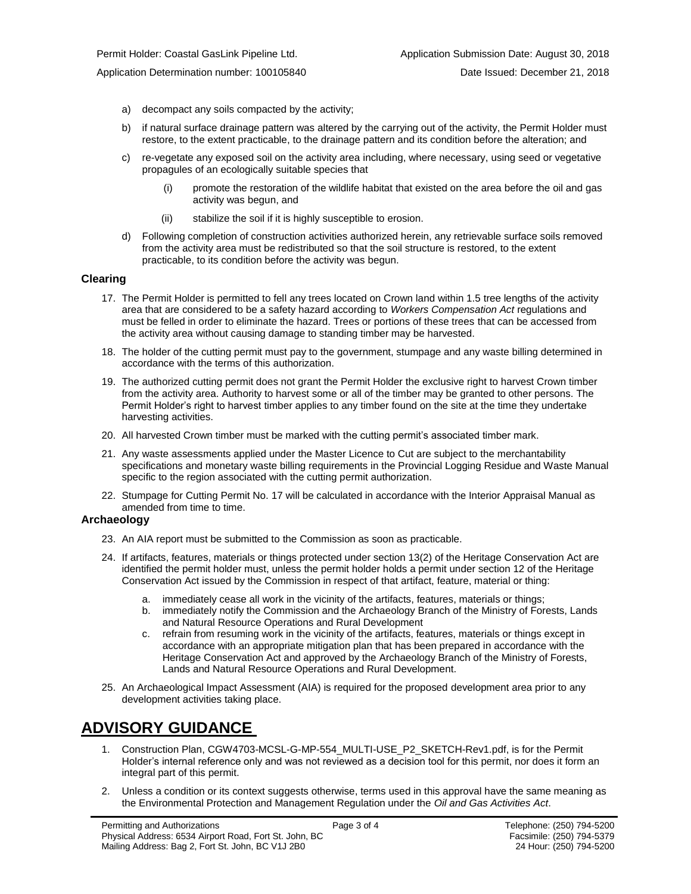a) decompact any soils compacted by the activity;

b) if natural surface drainage pattern was altered by the carrying out of the activity, the Permit Holder must restore, to the extent practicable, to the drainage pattern and its condition before the alteration; and

c) re-vegetate any exposed soil on the activity area including, where necessary, using seed or vegetative propagules of an ecologically suitable species that

   (i) promote the restoration of the wildlife habitat that existed on the area before the oil and gas activity was begun, and

   (ii) stabilize the soil if it is highly susceptible to erosion.

d) Following completion of construction activities authorized herein, any retrievable surface soils removed from the activity area must be redistributed so that the soil structure is restored, to the extent practicable, to its condition before the activity was begun.

### Clearing

17. The Permit Holder is permitted to fell any trees located on Crown land within 1.5 tree lengths of the activity area that are considered to be a safety hazard according to *Workers Compensation Act* regulations and must be felled in order to eliminate the hazard. Trees or portions of these trees that can be accessed from the activity area without causing damage to standing timber may be harvested.

18. The holder of the cutting permit must pay to the government, stumpage and any waste billing determined in accordance with the terms of this authorization.

19. The authorized cutting permit does not grant the Permit Holder the exclusive right to harvest Crown timber from the activity area. Authority to harvest some or all of the timber may be granted to other persons. The Permit Holder's right to harvest timber applies to any timber found on the site at the time they undertake harvesting activities.

20. All harvested Crown timber must be marked with the cutting permit's associated timber mark.

21. Any waste assessments applied under the Master Licence to Cut are subject to the merchantability specifications and monetary waste billing requirements in the Provincial Logging Residue and Waste Manual specific to the region associated with the cutting permit authorization.

22. Stumpage for Cutting Permit No. 17 will be calculated in accordance with the Interior Appraisal Manual as amended from time to time.

### Archaeology

23. An AIA report must be submitted to the Commission as soon as practicable.

24. If artifacts, features, materials or things protected under section 13(2) of the Heritage Conservation Act are identified the permit holder must, unless the permit holder holds a permit under section 12 of the Heritage Conservation Act issued by the Commission in respect of that artifact, feature, material or thing:

    a. immediately cease all work in the vicinity of the artifacts, features, materials or things;
    b. immediately notify the Commission and the Archaeology Branch of the Ministry of Forests, Lands and Natural Resource Operations and Rural Development
    c. refrain from resuming work in the vicinity of the artifacts, features, materials or things except in accordance with an appropriate mitigation plan that has been prepared in accordance with the Heritage Conservation Act and approved by the Archaeology Branch of the Ministry of Forests, Lands and Natural Resource Operations and Rural Development.

25. An Archaeological Impact Assessment (AIA) is required for the proposed development area prior to any development activities taking place.

## ADVISORY GUIDANCE

1. Construction Plan, CGW4703-MCSL-G-MP-554_MULTI-USE_P2_SKETCH-Rev1.pdf, is for the Permit Holder's internal reference only and was not reviewed as a decision tool for this permit, nor does it form an integral part of this permit.

2. Unless a condition or its context suggests otherwise, terms used in this approval have the same meaning as the Environmental Protection and Management Regulation under the *Oil and Gas Activities Act*.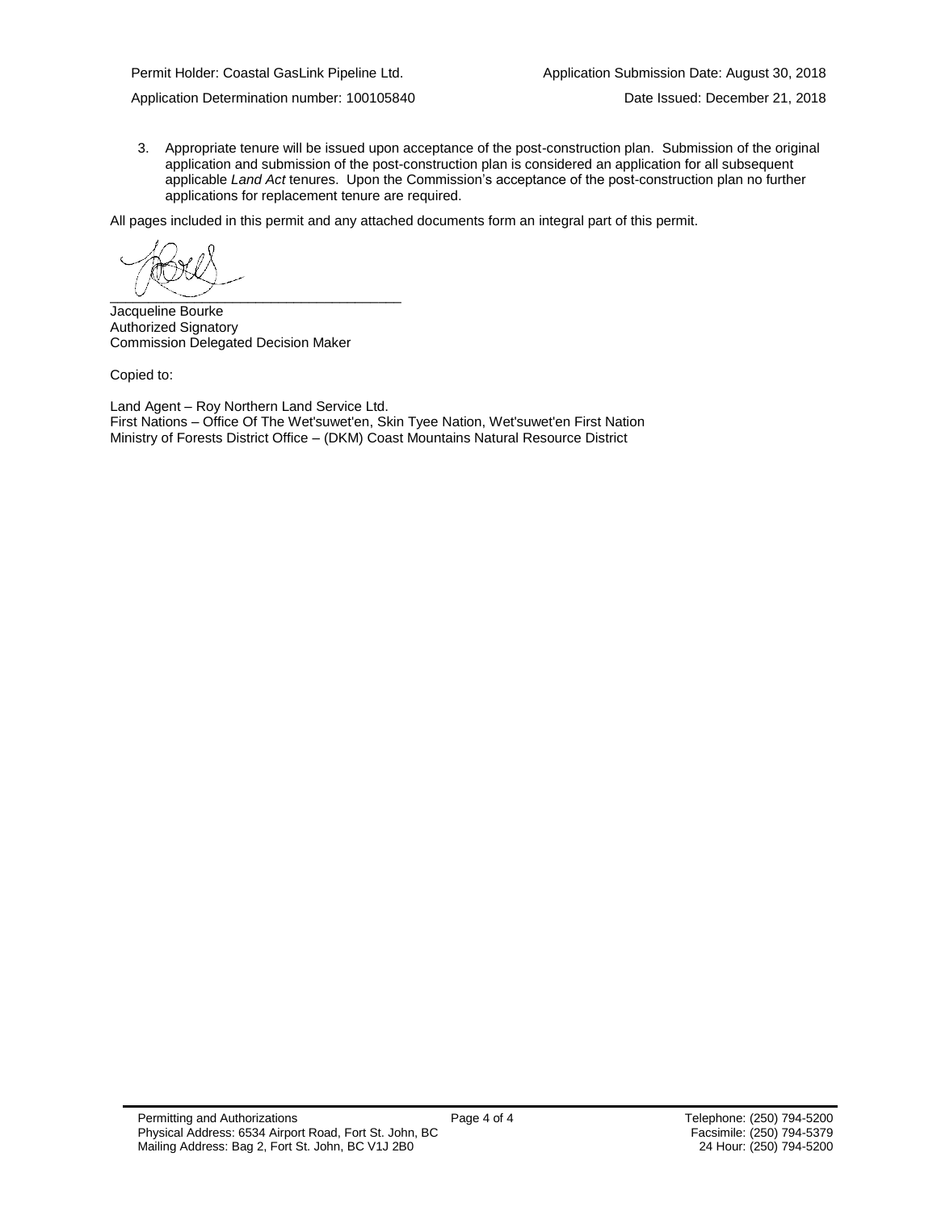3. Appropriate tenure will be issued upon acceptance of the post-construction plan. Submission of the original application and submission of the post-construction plan is considered an application for all subsequent applicable *Land Act* tenures. Upon the Commission's acceptance of the post-construction plan no further applications for replacement tenure are required.

All pages included in this permit and any attached documents form an integral part of this permit.

Jacqueline Bourke
Authorized Signatory
Commission Delegated Decision Maker

Copied to:

Land Agent – Roy Northern Land Service Ltd.
First Nations – Office Of The Wet'suwet'en, Skin Tyee Nation, Wet'suwet'en First Nation
Ministry of Forests District Office – (DKM) Coast Mountains Natural Resource District